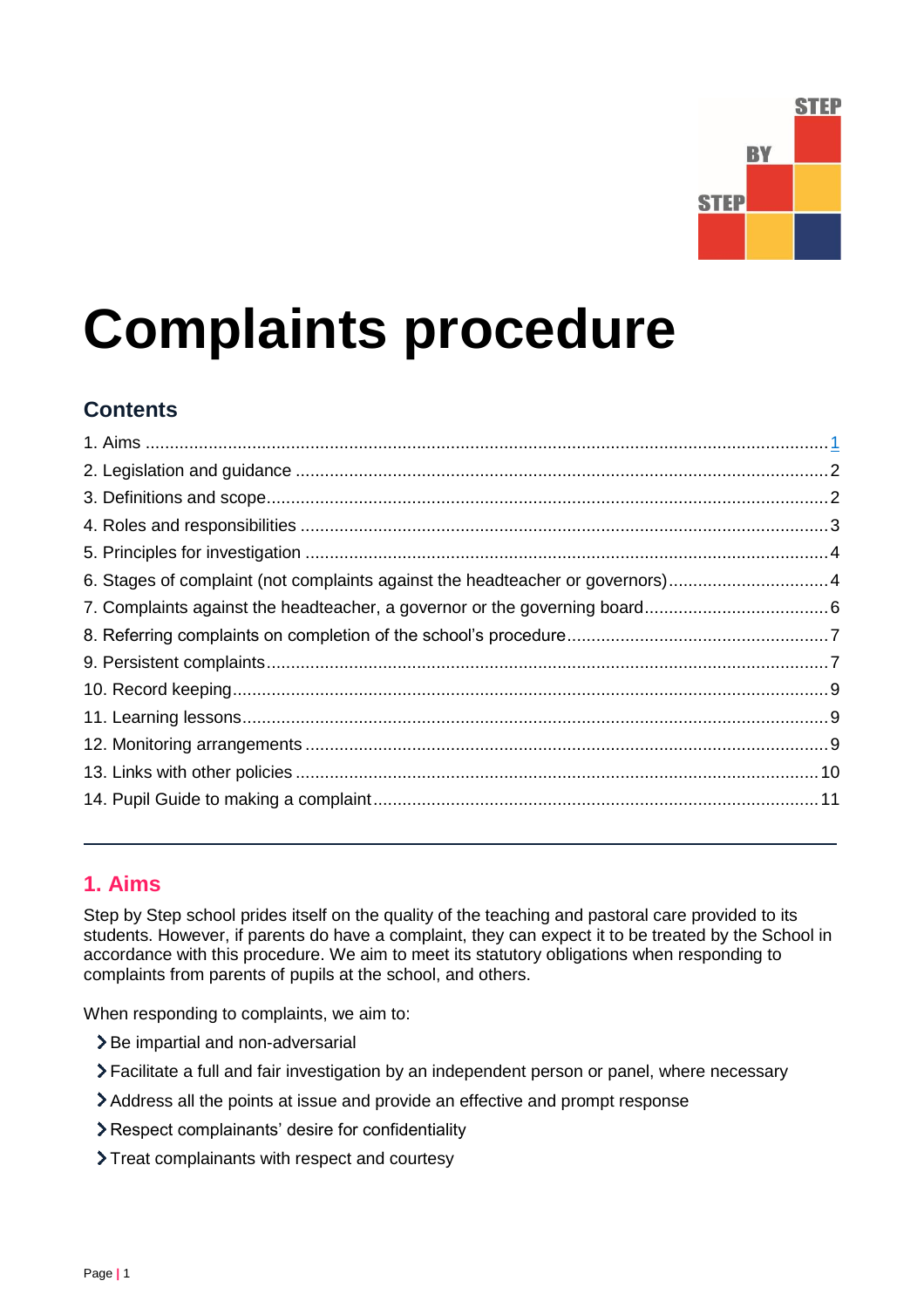# Complaints procedure

## Contents

1. Aims ..... 1
2. Legislation and guidance ..... 2
3. Definitions and scope ..... 2
4. Roles and responsibilities ..... 3
5. Principles for investigation ..... 4
6. Stages of complaint (not complaints against the headteacher or governors) ..... 4
7. Complaints against the headteacher, a governor or the governing board ..... 6
8. Referring complaints on completion of the school's procedure ..... 7
9. Persistent complaints ..... 7
10. Record keeping ..... 9
11. Learning lessons ..... 9
12. Monitoring arrangements ..... 9
13. Links with other policies ..... 10
14. Pupil Guide to making a complaint ..... 11

---

## 1. Aims

Step by Step school prides itself on the quality of the teaching and pastoral care provided to its students. However, if parents do have a complaint, they can expect it to be treated by the School in accordance with this procedure. We aim to meet its statutory obligations when responding to complaints from parents of pupils at the school, and others.

When responding to complaints, we aim to:

- Be impartial and non-adversarial
- Facilitate a full and fair investigation by an independent person or panel, where necessary
- Address all the points at issue and provide an effective and prompt response
- Respect complainants' desire for confidentiality
- Treat complainants with respect and courtesy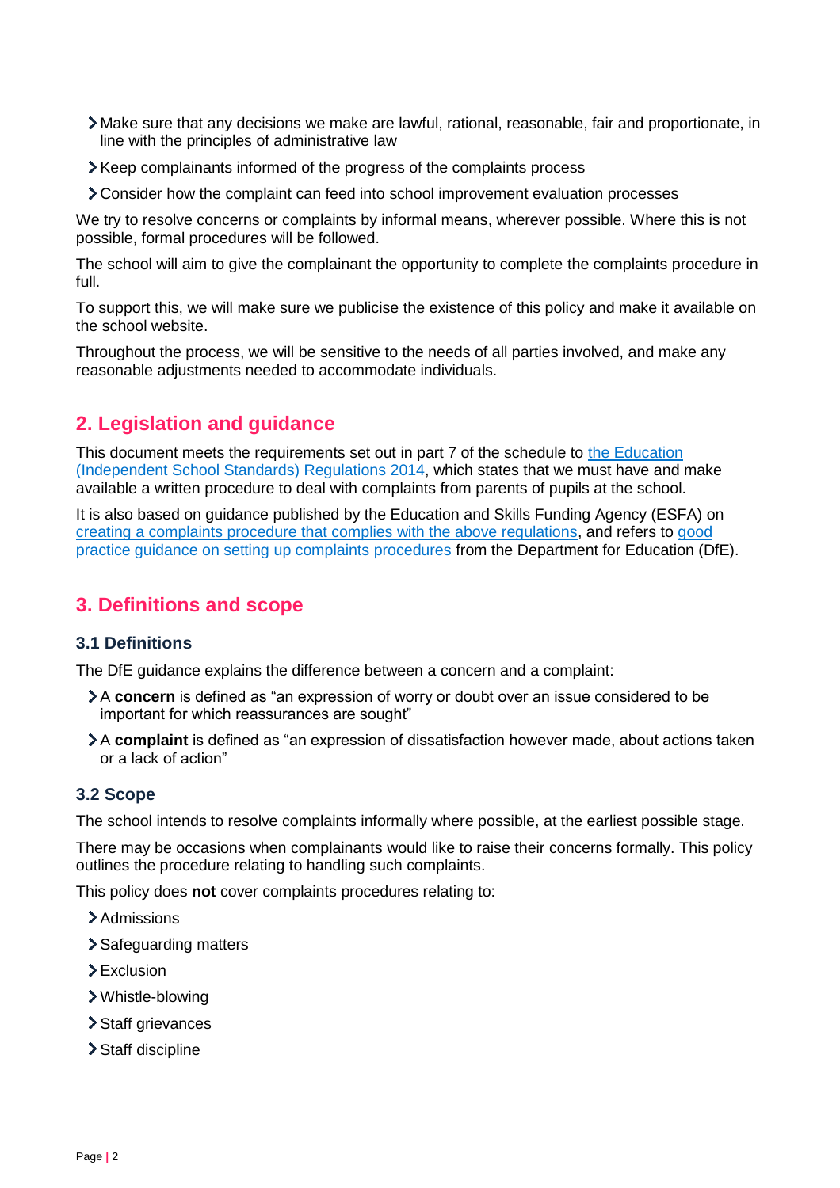- Make sure that any decisions we make are lawful, rational, reasonable, fair and proportionate, in line with the principles of administrative law
- Keep complainants informed of the progress of the complaints process
- Consider how the complaint can feed into school improvement evaluation processes

We try to resolve concerns or complaints by informal means, wherever possible. Where this is not possible, formal procedures will be followed.

The school will aim to give the complainant the opportunity to complete the complaints procedure in full.

To support this, we will make sure we publicise the existence of this policy and make it available on the school website.

Throughout the process, we will be sensitive to the needs of all parties involved, and make any reasonable adjustments needed to accommodate individuals.

## 2. Legislation and guidance

This document meets the requirements set out in part 7 of the schedule to the Education (Independent School Standards) Regulations 2014, which states that we must have and make available a written procedure to deal with complaints from parents of pupils at the school.

It is also based on guidance published by the Education and Skills Funding Agency (ESFA) on creating a complaints procedure that complies with the above regulations, and refers to good practice guidance on setting up complaints procedures from the Department for Education (DfE).

## 3. Definitions and scope

### 3.1 Definitions

The DfE guidance explains the difference between a concern and a complaint:

- A **concern** is defined as "an expression of worry or doubt over an issue considered to be important for which reassurances are sought"
- A **complaint** is defined as "an expression of dissatisfaction however made, about actions taken or a lack of action"

### 3.2 Scope

The school intends to resolve complaints informally where possible, at the earliest possible stage.

There may be occasions when complainants would like to raise their concerns formally. This policy outlines the procedure relating to handling such complaints.

This policy does **not** cover complaints procedures relating to:

- Admissions
- Safeguarding matters
- Exclusion
- Whistle-blowing
- Staff grievances
- Staff discipline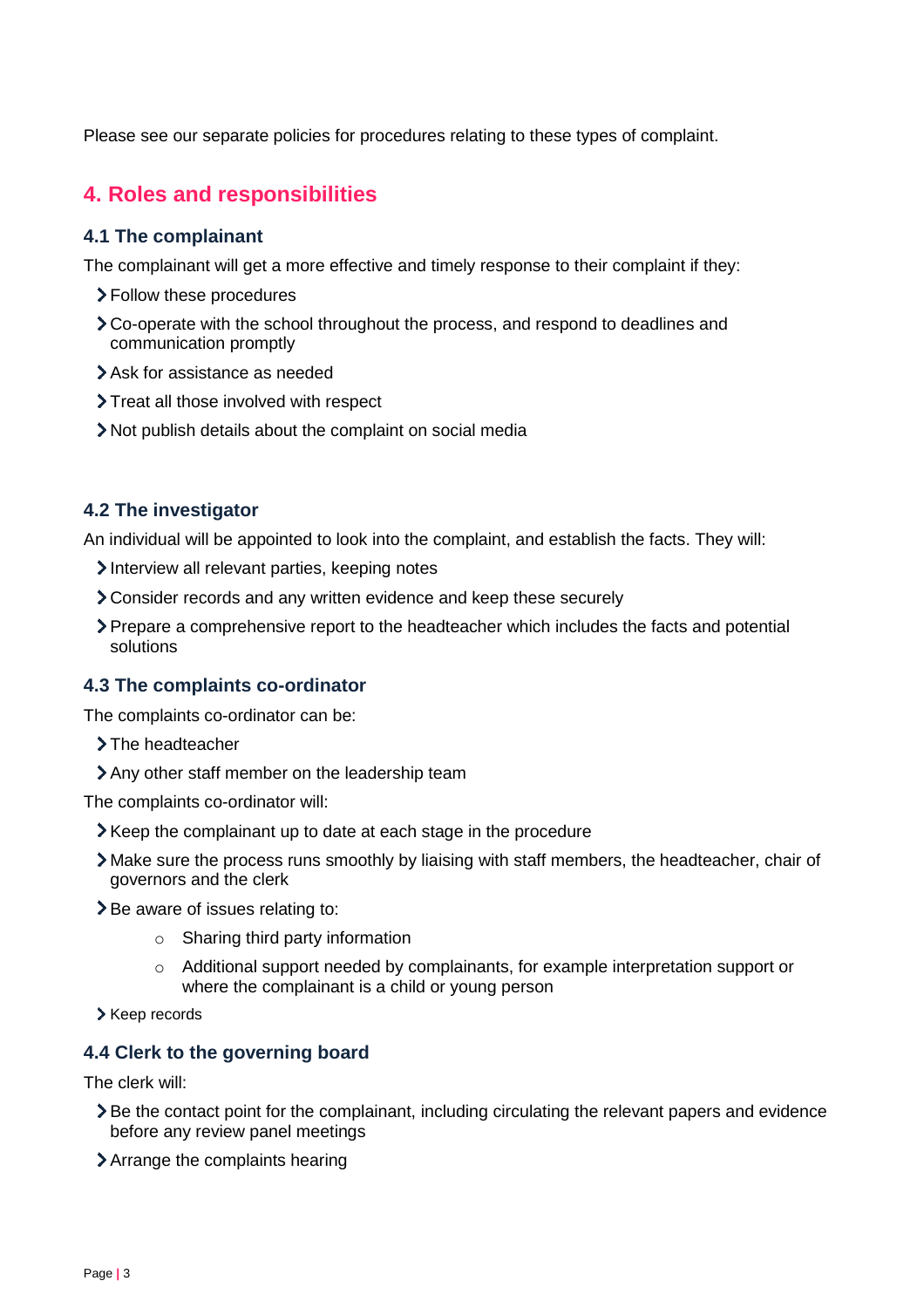Please see our separate policies for procedures relating to these types of complaint.

## 4. Roles and responsibilities

### 4.1 The complainant

The complainant will get a more effective and timely response to their complaint if they:

- Follow these procedures
- Co-operate with the school throughout the process, and respond to deadlines and communication promptly
- Ask for assistance as needed
- Treat all those involved with respect
- Not publish details about the complaint on social media

### 4.2 The investigator

An individual will be appointed to look into the complaint, and establish the facts. They will:

- Interview all relevant parties, keeping notes
- Consider records and any written evidence and keep these securely
- Prepare a comprehensive report to the headteacher which includes the facts and potential solutions

### 4.3 The complaints co-ordinator

The complaints co-ordinator can be:

- The headteacher
- Any other staff member on the leadership team

The complaints co-ordinator will:

- Keep the complainant up to date at each stage in the procedure
- Make sure the process runs smoothly by liaising with staff members, the headteacher, chair of governors and the clerk
- Be aware of issues relating to:
    - Sharing third party information
    - Additional support needed by complainants, for example interpretation support or where the complainant is a child or young person
- Keep records

### 4.4 Clerk to the governing board

The clerk will:

- Be the contact point for the complainant, including circulating the relevant papers and evidence before any review panel meetings
- Arrange the complaints hearing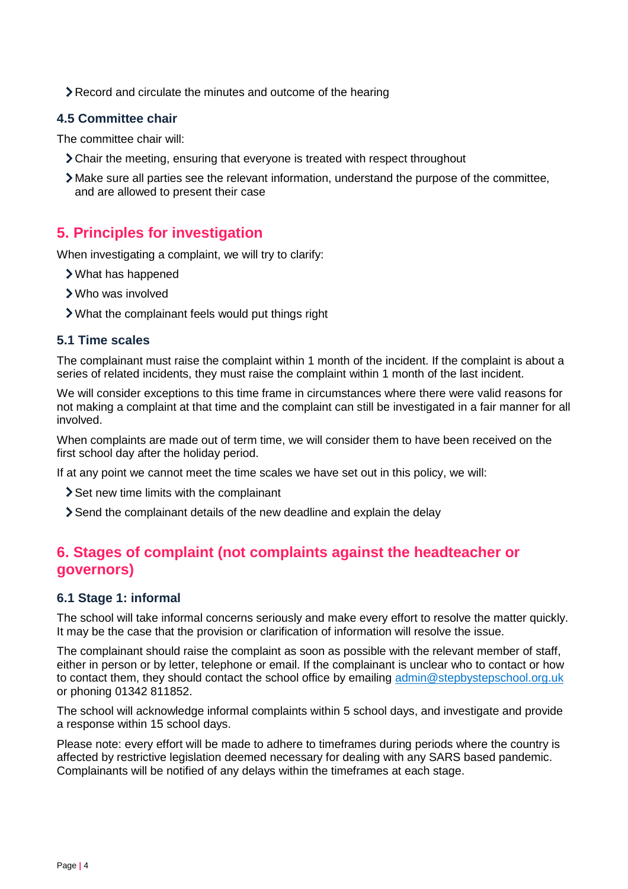- Record and circulate the minutes and outcome of the hearing

### 4.5 Committee chair

The committee chair will:

- Chair the meeting, ensuring that everyone is treated with respect throughout
- Make sure all parties see the relevant information, understand the purpose of the committee, and are allowed to present their case

## 5. Principles for investigation

When investigating a complaint, we will try to clarify:

- What has happened
- Who was involved
- What the complainant feels would put things right

### 5.1 Time scales

The complainant must raise the complaint within 1 month of the incident. If the complaint is about a series of related incidents, they must raise the complaint within 1 month of the last incident.

We will consider exceptions to this time frame in circumstances where there were valid reasons for not making a complaint at that time and the complaint can still be investigated in a fair manner for all involved.

When complaints are made out of term time, we will consider them to have been received on the first school day after the holiday period.

If at any point we cannot meet the time scales we have set out in this policy, we will:

- Set new time limits with the complainant
- Send the complainant details of the new deadline and explain the delay

## 6. Stages of complaint (not complaints against the headteacher or governors)

### 6.1 Stage 1: informal

The school will take informal concerns seriously and make every effort to resolve the matter quickly. It may be the case that the provision or clarification of information will resolve the issue.

The complainant should raise the complaint as soon as possible with the relevant member of staff, either in person or by letter, telephone or email. If the complainant is unclear who to contact or how to contact them, they should contact the school office by emailing admin@stepbystepschool.org.uk or phoning 01342 811852.

The school will acknowledge informal complaints within 5 school days, and investigate and provide a response within 15 school days.

Please note: every effort will be made to adhere to timeframes during periods where the country is affected by restrictive legislation deemed necessary for dealing with any SARS based pandemic. Complainants will be notified of any delays within the timeframes at each stage.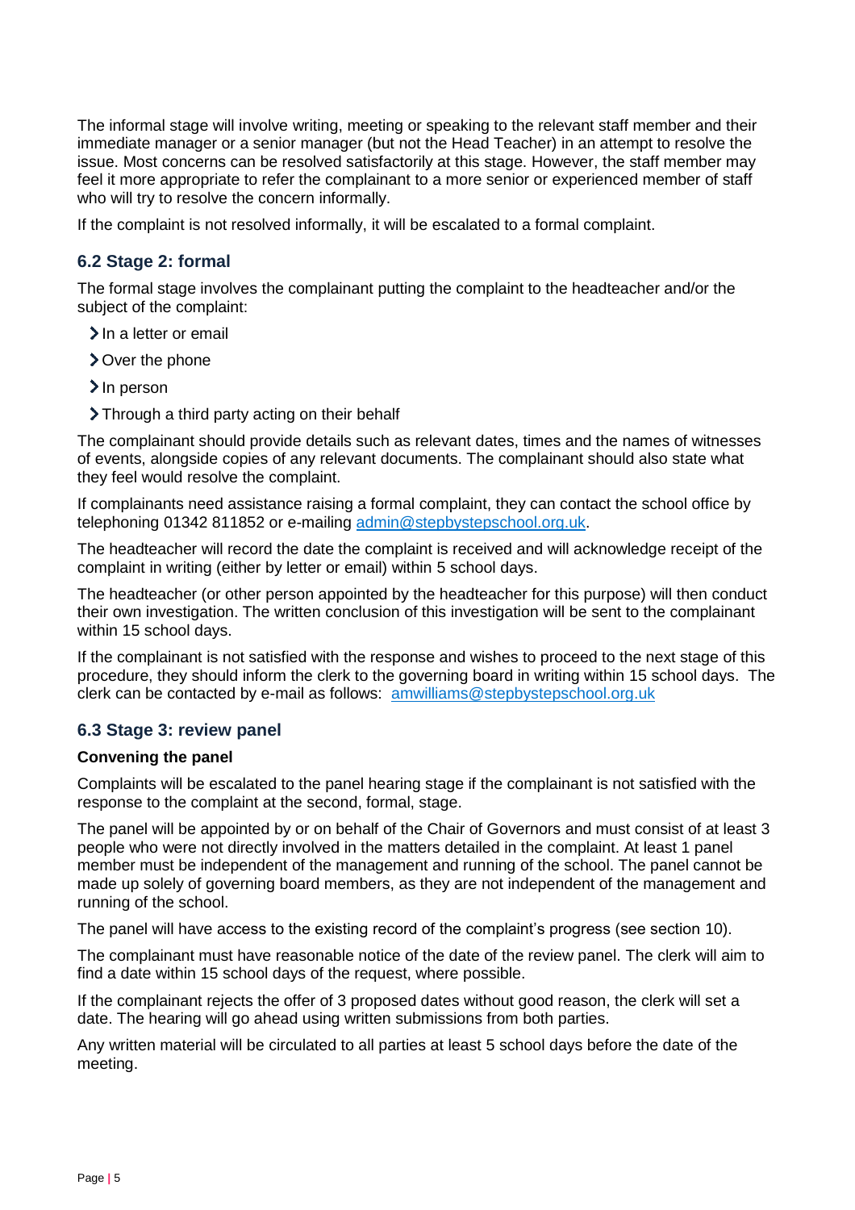The informal stage will involve writing, meeting or speaking to the relevant staff member and their immediate manager or a senior manager (but not the Head Teacher) in an attempt to resolve the issue. Most concerns can be resolved satisfactorily at this stage. However, the staff member may feel it more appropriate to refer the complainant to a more senior or experienced member of staff who will try to resolve the concern informally.

If the complaint is not resolved informally, it will be escalated to a formal complaint.

### 6.2 Stage 2: formal

The formal stage involves the complainant putting the complaint to the headteacher and/or the subject of the complaint:

- In a letter or email
- Over the phone
- In person
- Through a third party acting on their behalf

The complainant should provide details such as relevant dates, times and the names of witnesses of events, alongside copies of any relevant documents. The complainant should also state what they feel would resolve the complaint.

If complainants need assistance raising a formal complaint, they can contact the school office by telephoning 01342 811852 or e-mailing [admin@stepbystepschool.org.uk](mailto:admin@stepbystepschool.org.uk).

The headteacher will record the date the complaint is received and will acknowledge receipt of the complaint in writing (either by letter or email) within 5 school days.

The headteacher (or other person appointed by the headteacher for this purpose) will then conduct their own investigation. The written conclusion of this investigation will be sent to the complainant within 15 school days.

If the complainant is not satisfied with the response and wishes to proceed to the next stage of this procedure, they should inform the clerk to the governing board in writing within 15 school days. The clerk can be contacted by e-mail as follows: [amwilliams@stepbystepschool.org.uk](mailto:amwilliams@stepbystepschool.org.uk)

### 6.3 Stage 3: review panel

**Convening the panel**

Complaints will be escalated to the panel hearing stage if the complainant is not satisfied with the response to the complaint at the second, formal, stage.

The panel will be appointed by or on behalf of the Chair of Governors and must consist of at least 3 people who were not directly involved in the matters detailed in the complaint. At least 1 panel member must be independent of the management and running of the school. The panel cannot be made up solely of governing board members, as they are not independent of the management and running of the school.

The panel will have access to the existing record of the complaint's progress (see section 10).

The complainant must have reasonable notice of the date of the review panel. The clerk will aim to find a date within 15 school days of the request, where possible.

If the complainant rejects the offer of 3 proposed dates without good reason, the clerk will set a date. The hearing will go ahead using written submissions from both parties.

Any written material will be circulated to all parties at least 5 school days before the date of the meeting.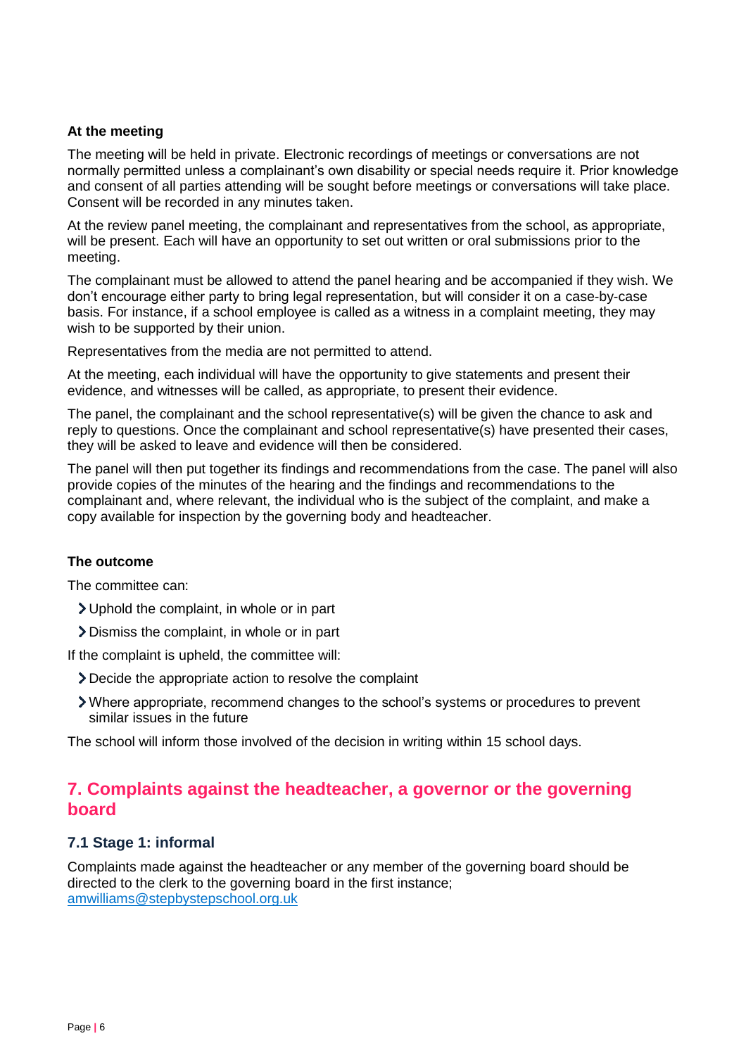**At the meeting**

The meeting will be held in private. Electronic recordings of meetings or conversations are not normally permitted unless a complainant's own disability or special needs require it. Prior knowledge and consent of all parties attending will be sought before meetings or conversations will take place. Consent will be recorded in any minutes taken.

At the review panel meeting, the complainant and representatives from the school, as appropriate, will be present. Each will have an opportunity to set out written or oral submissions prior to the meeting.

The complainant must be allowed to attend the panel hearing and be accompanied if they wish. We don't encourage either party to bring legal representation, but will consider it on a case-by-case basis. For instance, if a school employee is called as a witness in a complaint meeting, they may wish to be supported by their union.

Representatives from the media are not permitted to attend.

At the meeting, each individual will have the opportunity to give statements and present their evidence, and witnesses will be called, as appropriate, to present their evidence.

The panel, the complainant and the school representative(s) will be given the chance to ask and reply to questions. Once the complainant and school representative(s) have presented their cases, they will be asked to leave and evidence will then be considered.

The panel will then put together its findings and recommendations from the case. The panel will also provide copies of the minutes of the hearing and the findings and recommendations to the complainant and, where relevant, the individual who is the subject of the complaint, and make a copy available for inspection by the governing body and headteacher.

**The outcome**

The committee can:

- Uphold the complaint, in whole or in part
- Dismiss the complaint, in whole or in part

If the complaint is upheld, the committee will:

- Decide the appropriate action to resolve the complaint
- Where appropriate, recommend changes to the school's systems or procedures to prevent similar issues in the future

The school will inform those involved of the decision in writing within 15 school days.

## 7. Complaints against the headteacher, a governor or the governing board

### 7.1 Stage 1: informal

Complaints made against the headteacher or any member of the governing board should be directed to the clerk to the governing board in the first instance; [amwilliams@stepbystepschool.org.uk](mailto:amwilliams@stepbystepschool.org.uk)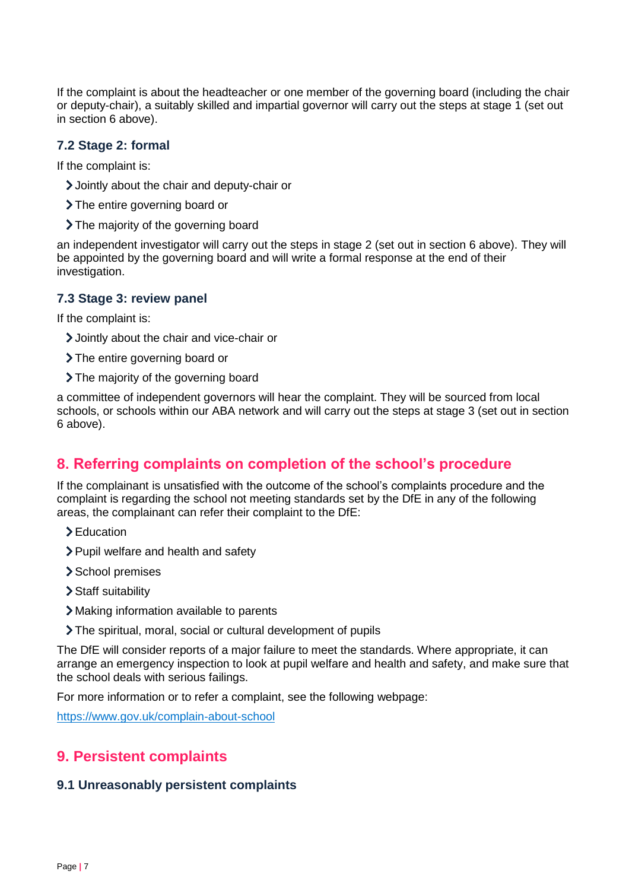If the complaint is about the headteacher or one member of the governing board (including the chair or deputy-chair), a suitably skilled and impartial governor will carry out the steps at stage 1 (set out in section 6 above).

### 7.2 Stage 2: formal

If the complaint is:

- Jointly about the chair and deputy-chair or
- The entire governing board or
- The majority of the governing board

an independent investigator will carry out the steps in stage 2 (set out in section 6 above). They will be appointed by the governing board and will write a formal response at the end of their investigation.

### 7.3 Stage 3: review panel

If the complaint is:

- Jointly about the chair and vice-chair or
- The entire governing board or
- The majority of the governing board

a committee of independent governors will hear the complaint. They will be sourced from local schools, or schools within our ABA network and will carry out the steps at stage 3 (set out in section 6 above).

## 8. Referring complaints on completion of the school's procedure

If the complainant is unsatisfied with the outcome of the school's complaints procedure and the complaint is regarding the school not meeting standards set by the DfE in any of the following areas, the complainant can refer their complaint to the DfE:

- Education
- Pupil welfare and health and safety
- School premises
- Staff suitability
- Making information available to parents
- The spiritual, moral, social or cultural development of pupils

The DfE will consider reports of a major failure to meet the standards. Where appropriate, it can arrange an emergency inspection to look at pupil welfare and health and safety, and make sure that the school deals with serious failings.

For more information or to refer a complaint, see the following webpage:

https://www.gov.uk/complain-about-school

## 9. Persistent complaints

### 9.1 Unreasonably persistent complaints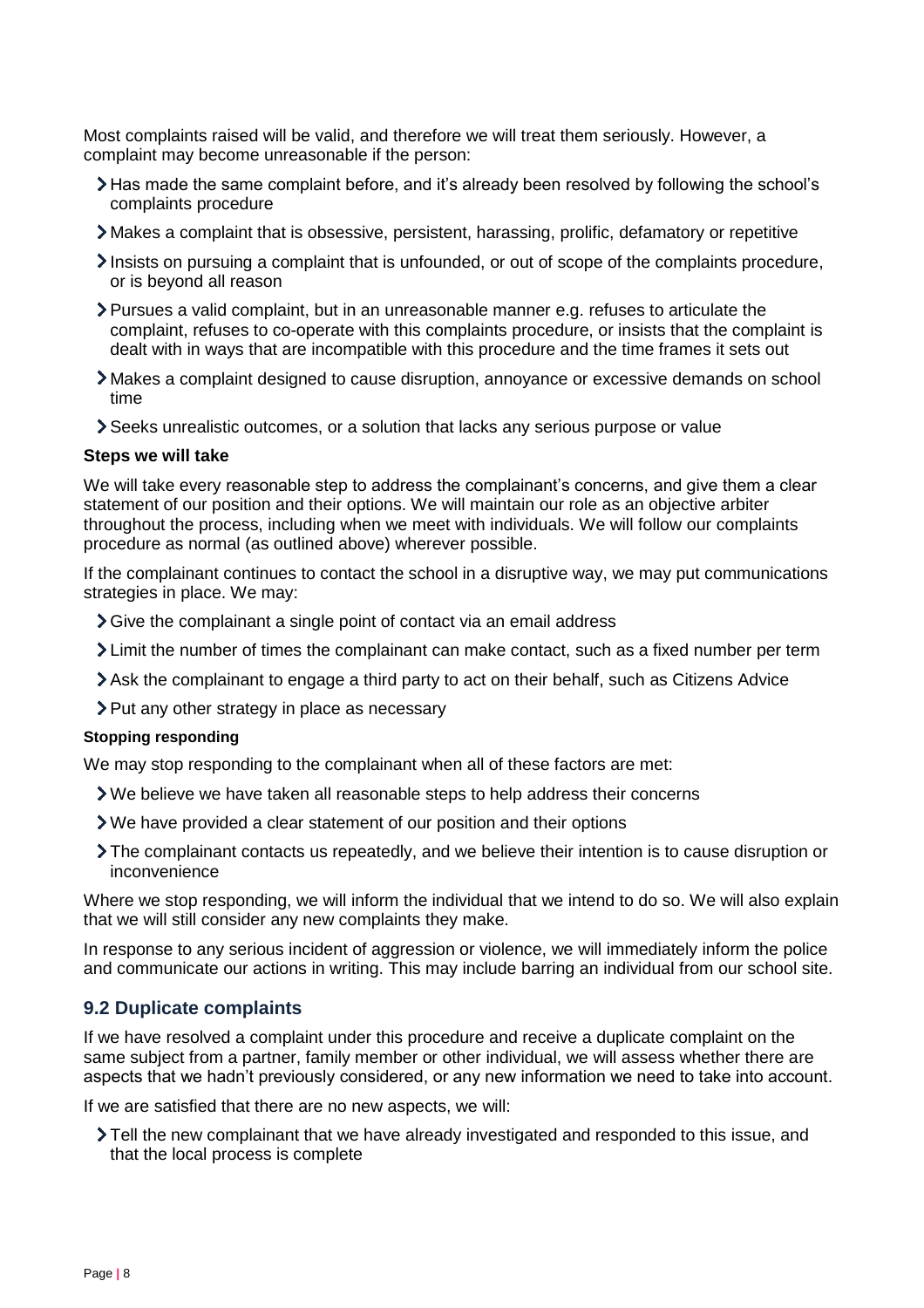Most complaints raised will be valid, and therefore we will treat them seriously. However, a complaint may become unreasonable if the person:

- Has made the same complaint before, and it's already been resolved by following the school's complaints procedure
- Makes a complaint that is obsessive, persistent, harassing, prolific, defamatory or repetitive
- Insists on pursuing a complaint that is unfounded, or out of scope of the complaints procedure, or is beyond all reason
- Pursues a valid complaint, but in an unreasonable manner e.g. refuses to articulate the complaint, refuses to co-operate with this complaints procedure, or insists that the complaint is dealt with in ways that are incompatible with this procedure and the time frames it sets out
- Makes a complaint designed to cause disruption, annoyance or excessive demands on school time
- Seeks unrealistic outcomes, or a solution that lacks any serious purpose or value

**Steps we will take**

We will take every reasonable step to address the complainant's concerns, and give them a clear statement of our position and their options. We will maintain our role as an objective arbiter throughout the process, including when we meet with individuals. We will follow our complaints procedure as normal (as outlined above) wherever possible.

If the complainant continues to contact the school in a disruptive way, we may put communications strategies in place. We may:

- Give the complainant a single point of contact via an email address
- Limit the number of times the complainant can make contact, such as a fixed number per term
- Ask the complainant to engage a third party to act on their behalf, such as Citizens Advice
- Put any other strategy in place as necessary

**Stopping responding**

We may stop responding to the complainant when all of these factors are met:

- We believe we have taken all reasonable steps to help address their concerns
- We have provided a clear statement of our position and their options
- The complainant contacts us repeatedly, and we believe their intention is to cause disruption or inconvenience

Where we stop responding, we will inform the individual that we intend to do so. We will also explain that we will still consider any new complaints they make.

In response to any serious incident of aggression or violence, we will immediately inform the police and communicate our actions in writing. This may include barring an individual from our school site.

## 9.2 Duplicate complaints

If we have resolved a complaint under this procedure and receive a duplicate complaint on the same subject from a partner, family member or other individual, we will assess whether there are aspects that we hadn't previously considered, or any new information we need to take into account.

If we are satisfied that there are no new aspects, we will:

- Tell the new complainant that we have already investigated and responded to this issue, and that the local process is complete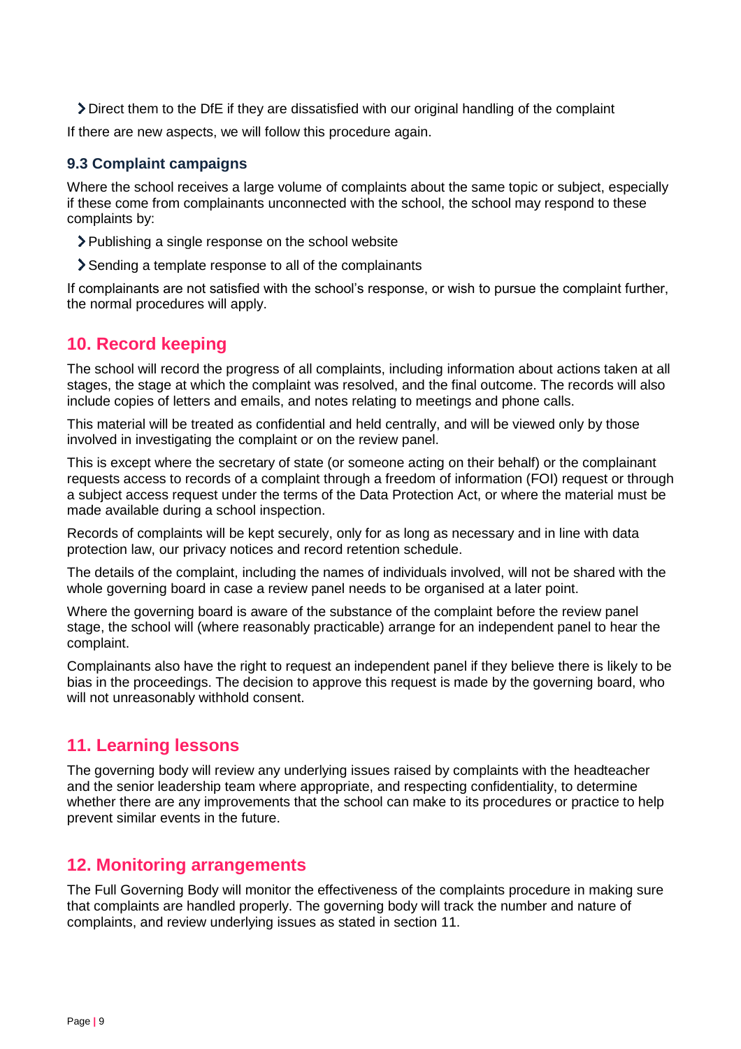- Direct them to the DfE if they are dissatisfied with our original handling of the complaint

If there are new aspects, we will follow this procedure again.

### 9.3 Complaint campaigns

Where the school receives a large volume of complaints about the same topic or subject, especially if these come from complainants unconnected with the school, the school may respond to these complaints by:

- Publishing a single response on the school website
- Sending a template response to all of the complainants

If complainants are not satisfied with the school's response, or wish to pursue the complaint further, the normal procedures will apply.

## 10. Record keeping

The school will record the progress of all complaints, including information about actions taken at all stages, the stage at which the complaint was resolved, and the final outcome. The records will also include copies of letters and emails, and notes relating to meetings and phone calls.

This material will be treated as confidential and held centrally, and will be viewed only by those involved in investigating the complaint or on the review panel.

This is except where the secretary of state (or someone acting on their behalf) or the complainant requests access to records of a complaint through a freedom of information (FOI) request or through a subject access request under the terms of the Data Protection Act, or where the material must be made available during a school inspection.

Records of complaints will be kept securely, only for as long as necessary and in line with data protection law, our privacy notices and record retention schedule.

The details of the complaint, including the names of individuals involved, will not be shared with the whole governing board in case a review panel needs to be organised at a later point.

Where the governing board is aware of the substance of the complaint before the review panel stage, the school will (where reasonably practicable) arrange for an independent panel to hear the complaint.

Complainants also have the right to request an independent panel if they believe there is likely to be bias in the proceedings. The decision to approve this request is made by the governing board, who will not unreasonably withhold consent.

## 11. Learning lessons

The governing body will review any underlying issues raised by complaints with the headteacher and the senior leadership team where appropriate, and respecting confidentiality, to determine whether there are any improvements that the school can make to its procedures or practice to help prevent similar events in the future.

## 12. Monitoring arrangements

The Full Governing Body will monitor the effectiveness of the complaints procedure in making sure that complaints are handled properly. The governing body will track the number and nature of complaints, and review underlying issues as stated in section 11.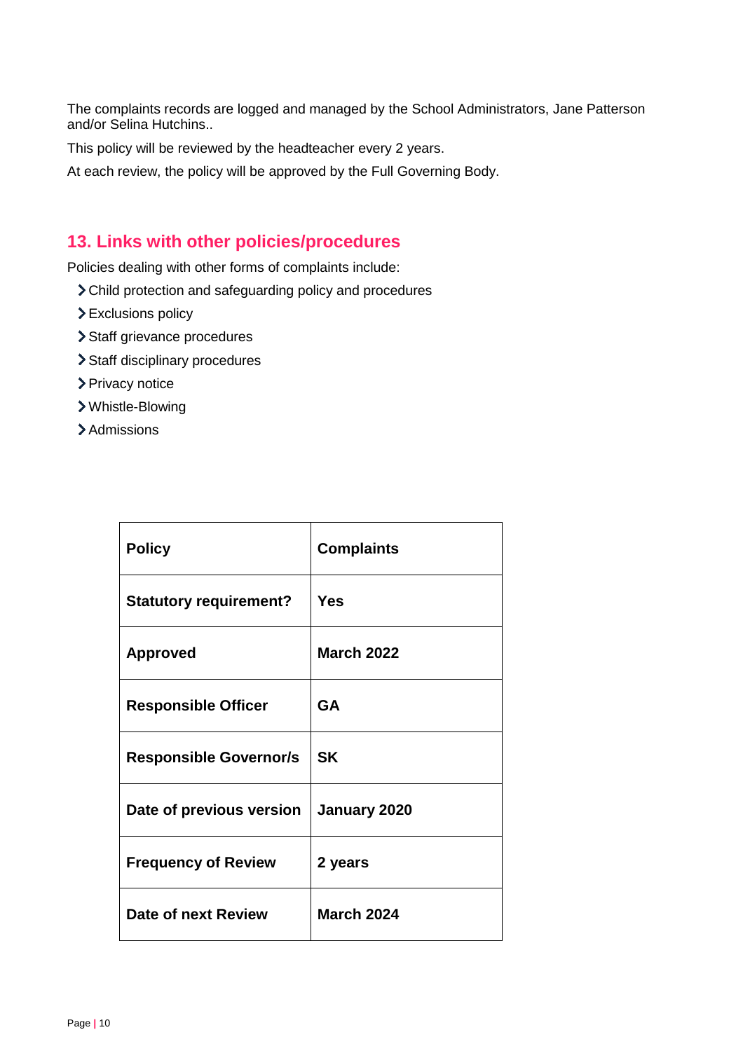The complaints records are logged and managed by the School Administrators, Jane Patterson and/or Selina Hutchins..

This policy will be reviewed by the headteacher every 2 years.

At each review, the policy will be approved by the Full Governing Body.

## 13. Links with other policies/procedures

Policies dealing with other forms of complaints include:

- Child protection and safeguarding policy and procedures
- Exclusions policy
- Staff grievance procedures
- Staff disciplinary procedures
- Privacy notice
- Whistle-Blowing
- Admissions

| **Policy** | **Complaints** |
|---|---|
| **Statutory requirement?** | **Yes** |
| **Approved** | **March 2022** |
| **Responsible Officer** | **GA** |
| **Responsible Governor/s** | **SK** |
| **Date of previous version** | **January 2020** |
| **Frequency of Review** | **2 years** |
| **Date of next Review** | **March 2024** |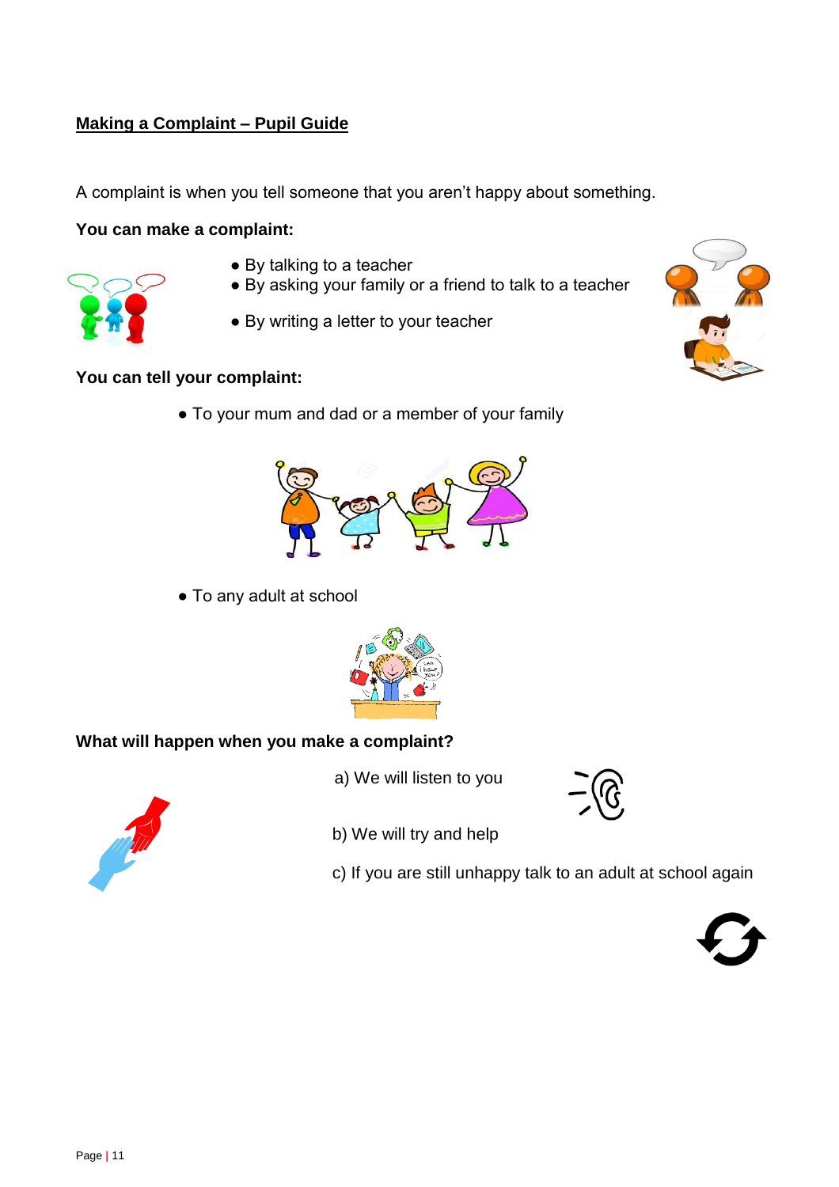## Making a Complaint – Pupil Guide

A complaint is when you tell someone that you aren't happy about something.

**You can make a complaint:**

- By talking to a teacher
- By asking your family or a friend to talk to a teacher
- By writing a letter to your teacher

**You can tell your complaint:**

- To your mum and dad or a member of your family
- To any adult at school

**What will happen when you make a complaint?**

a) We will listen to you

b) We will try and help

c) If you are still unhappy talk to an adult at school again